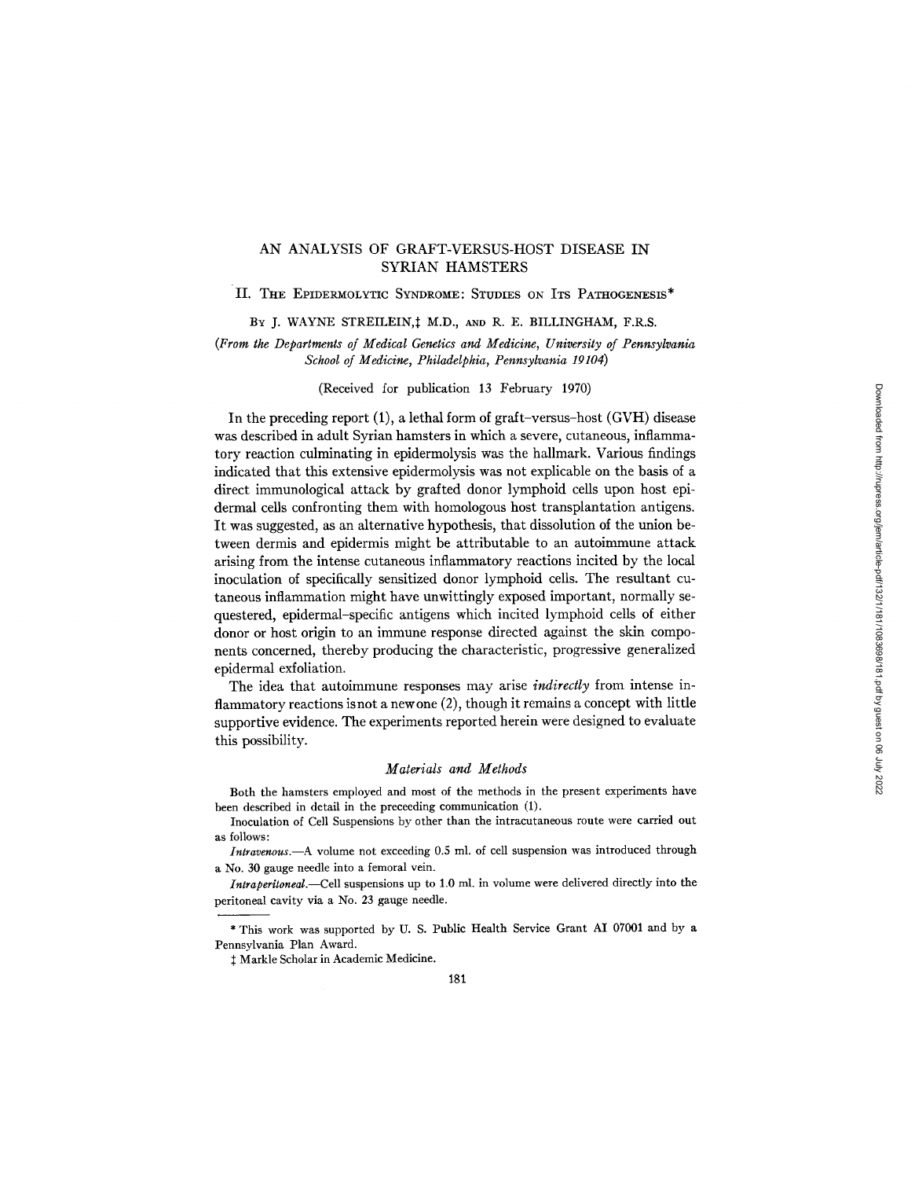# AN ANALYSIS OF GRAFT-VERSUS-HOST DISEASE IN SYRIAN HAMSTERS

## II. THE EPIDERMOLYTIC SYNDROME: STUDIES ON ITS PATHOGENESIS*

BY J. WAYNE STREILEIN,‡ M.D., AND R. E. BILLINGHAM, F.R.S.

*(From the Departments of Medical Genetics and Medicine, University of Pennsylvania School of Medicine, Philadelphia, Pennsylvania 19104)*

(Received for publication 13 February 1970)

In the preceding report (1), a lethal form of graft–versus–host (GVH) disease was described in adult Syrian hamsters in which a severe, cutaneous, inflammatory reaction culminating in epidermolysis was the hallmark. Various findings indicated that this extensive epidermolysis was not explicable on the basis of a direct immunological attack by grafted donor lymphoid cells upon host epidermal cells confronting them with homologous host transplantation antigens. It was suggested, as an alternative hypothesis, that dissolution of the union between dermis and epidermis might be attributable to an autoimmune attack arising from the intense cutaneous inflammatory reactions incited by the local inoculation of specifically sensitized donor lymphoid cells. The resultant cutaneous inflammation might have unwittingly exposed important, normally sequestered, epidermal-specific antigens which incited lymphoid cells of either donor or host origin to an immune response directed against the skin components concerned, thereby producing the characteristic, progressive generalized epidermal exfoliation.

The idea that autoimmune responses may arise *indirectly* from intense inflammatory reactions is not a new one (2), though it remains a concept with little supportive evidence. The experiments reported herein were designed to evaluate this possibility.

### *Materials and Methods*

Both the hamsters employed and most of the methods in the present experiments have been described in detail in the preceeding communication (1).

Inoculation of Cell Suspensions by other than the intracutaneous route were carried out as follows:

*Intravenous.*—A volume not exceeding 0.5 ml. of cell suspension was introduced through a No. 30 gauge needle into a femoral vein.

*Intraperitoneal.*—Cell suspensions up to 1.0 ml. in volume were delivered directly into the peritoneal cavity via a No. 23 gauge needle.

---

* This work was supported by U. S. Public Health Service Grant AI 07001 and by a Pennsylvania Plan Award.

‡ Markle Scholar in Academic Medicine.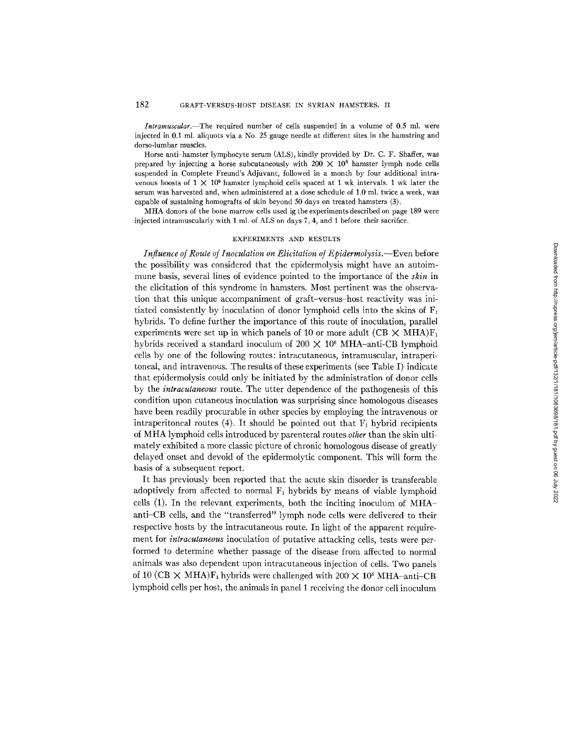*Intramuscular.*—The required number of cells suspended in a volume of 0.5 ml. were injected in 0.1 ml. aliquots via a No. 25 gauge needle at different sites in the hamstring and dorso-lumbar muscles.

Horse anti-hamster lymphocyte serum (ALS), kindly provided by Dr. C. F. Shaffer, was prepared by injecting a horse subcutaneously with $200 \times 10^6$ hamster lymph node cells suspended in Complete Freund's Adjuvant, followed in a month by four additional intravenous boosts of $1 \times 10^9$ hamster lymphoid cells spaced at 1 wk intervals. 1 wk later the serum was harvested and, when administered at a dose schedule of 1.0 ml. twice a week, was capable of sustaining homografts of skin beyond 50 days on treated hamsters (3).

MHA donors of the bone marrow cells used ig the experiments described on page 189 were injected intramuscularly with 1 ml. of ALS on days 7, 4, and 1 before their sacrifice.

## EXPERIMENTS AND RESULTS

*Influence of Route of Inoculation on Elicitation of Epidermolysis.*—Even before the possibility was considered that the epidermolysis might have an autoimmune basis, several lines of evidence pointed to the importance of the *skin* in the elicitation of this syndrome in hamsters. Most pertinent was the observation that this unique accompaniment of graft-versus-host reactivity was initiated consistently by inoculation of donor lymphoid cells into the skins of $F_1$ hybrids. To define further the importance of this route of inoculation, parallel experiments were set up in which panels of 10 or more adult (CB $\times$ MHA)$F_1$ hybrids received a standard inoculum of $200 \times 10^6$ MHA–anti-CB lymphoid cells by one of the following routes: intracutaneous, intramuscular, intraperitoneal, and intravenous. The results of these experiments (see Table I) indicate that epidermolysis could only be initiated by the administration of donor cells by the *intracutaneous* route. The utter dependence of the pathogenesis of this condition upon cutaneous inoculation was surprising since homologous diseases have been readily procurable in other species by employing the intravenous or intraperitoneal routes (4). It should be pointed out that $F_1$ hybrid recipients of MHA lymphoid cells introduced by parenteral routes *other* than the skin ultimately exhibited a more classic picture of chronic homologous disease of greatly delayed onset and devoid of the epidermolytic component. This will form the basis of a subsequent report.

It has previously been reported that the acute skin disorder is transferable adoptively from affected to normal $F_1$ hybrids by means of viable lymphoid cells (1). In the relevant experiments, both the inciting inoculum of MHA–anti-CB cells, and the "transferred" lymph node cells were delivered to their respective hosts by the intracutaneous route. In light of the apparent requirement for *intracutaneous* inoculation of putative attacking cells, tests were performed to determine whether passage of the disease from affected to normal animals was also dependent upon intracutaneous injection of cells. Two panels of 10 (CB $\times$ MHA)$F_1$ hybrids were challenged with $200 \times 10^6$ MHA–anti-CB lymphoid cells per host, the animals in panel 1 receiving the donor cell inoculum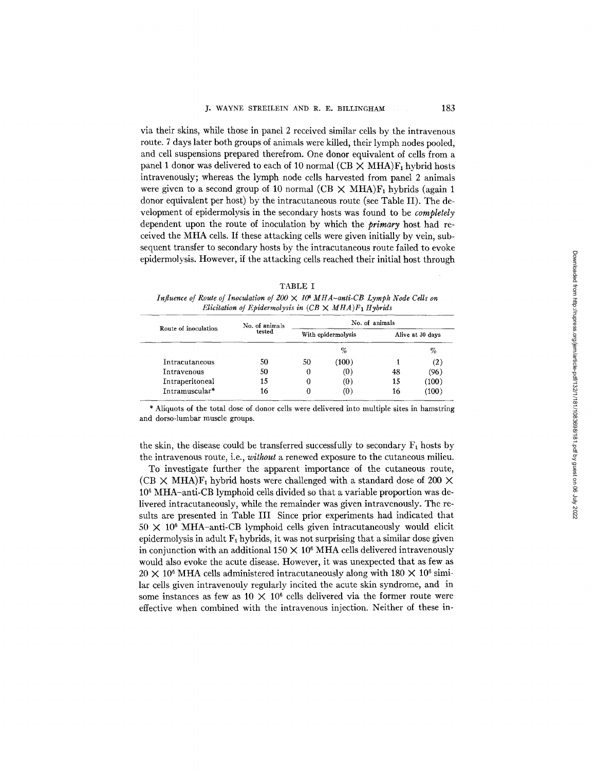via their skins, while those in panel 2 received similar cells by the intravenous route. 7 days later both groups of animals were killed, their lymph nodes pooled, and cell suspensions prepared therefrom. One donor equivalent of cells from a panel 1 donor was delivered to each of 10 normal (CB × MHA)$F_1$ hybrid hosts intravenously; whereas the lymph node cells harvested from panel 2 animals were given to a second group of 10 normal (CB × MHA)$F_1$ hybrids (again 1 donor equivalent per host) by the intracutaneous route (see Table II). The development of epidermolysis in the secondary hosts was found to be *completely* dependent upon the route of inoculation by which the *primary* host had received the MHA cells. If these attacking cells were given initially by vein, subsequent transfer to secondary hosts by the intracutaneous route failed to evoke epidermolysis. However, if the attacking cells reached their initial host through

TABLE I

*Influence of Route of Inoculation of 200 × $10^6$ MHA–anti-CB Lymph Node Cells on Elicitation of Epidermolysis in (CB × MHA)$F_1$ Hybrids*

| Route of inoculation | No. of animals tested | No. of animals | | | |
|---|---|---|---|---|---|
| | | With epidermolysis | | Alive at 30 days | |
| | | | % | | % |
| Intracutaneous | 50 | 50 | (100) | 1 | (2) |
| Intravenous | 50 | 0 | (0) | 48 | (96) |
| Intraperitoneal | 15 | 0 | (0) | 15 | (100) |
| Intramuscular* | 16 | 0 | (0) | 16 | (100) |

\* Aliquots of the total dose of donor cells were delivered into multiple sites in hamstring and dorso-lumbar muscle groups.

the skin, the disease could be transferred successfully to secondary $F_1$ hosts by the intravenous route, i.e., *without* a renewed exposure to the cutaneous milieu.

To investigate further the apparent importance of the cutaneous route, (CB × MHA)$F_1$ hybrid hosts were challenged with a standard dose of 200 × $10^6$ MHA–anti-CB lymphoid cells divided so that a variable proportion was delivered intracutaneously, while the remainder was given intravenously. The results are presented in Table III Since prior experiments had indicated that 50 × $10^6$ MHA–anti-CB lymphoid cells given intracutaneously would elicit epidermolysis in adult $F_1$ hybrids, it was not surprising that a similar dose given in conjunction with an additional 150 × $10^6$ MHA cells delivered intravenously would also evoke the acute disease. However, it was unexpected that as few as 20 × $10^6$ MHA cells administered intracutaneously along with 180 × $10^6$ similar cells given intravenouly regularly incited the acute skin syndrome, and in some instances as few as 10 × $10^6$ cells delivered via the former route were effective when combined with the intravenous injection. Neither of these in-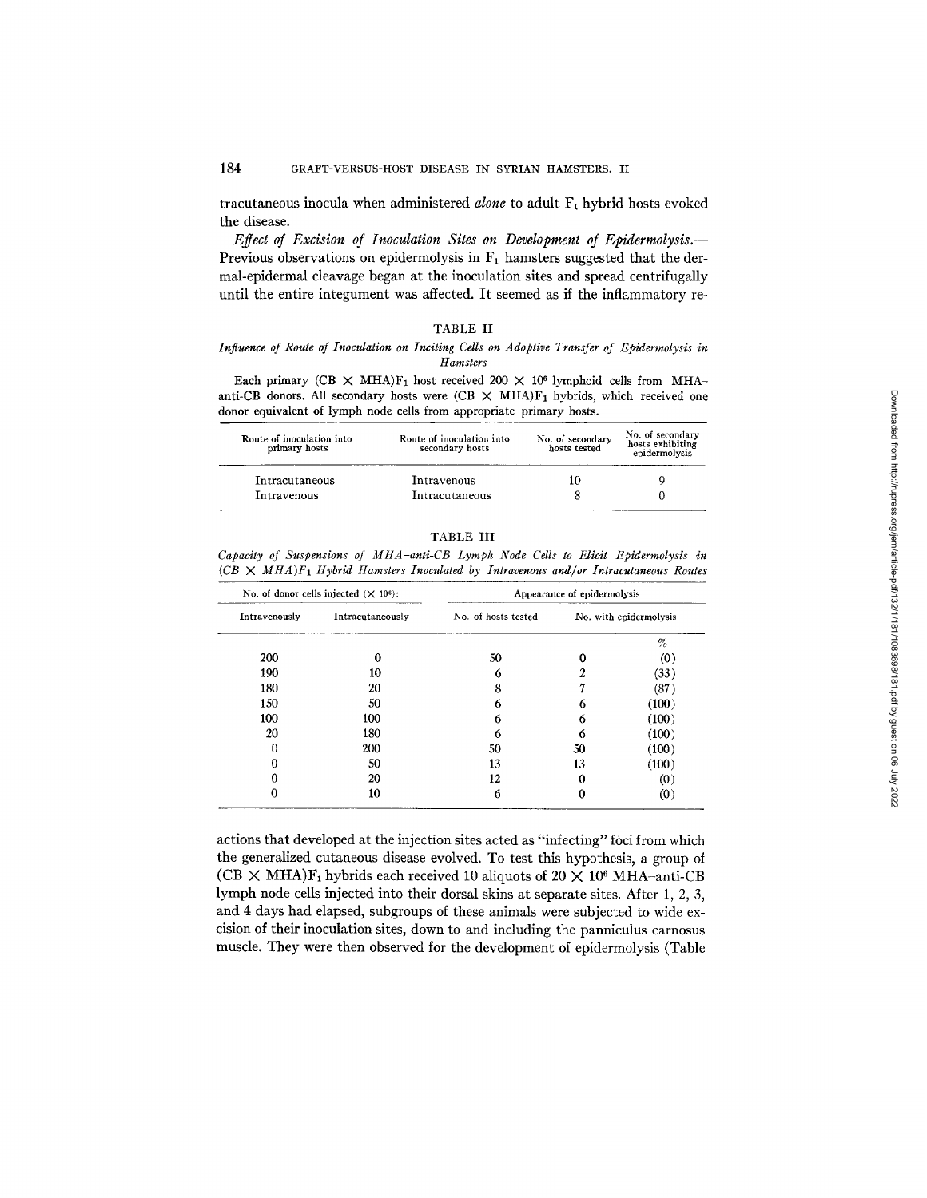tracutaneous inocula when administered *alone* to adult $F_1$ hybrid hosts evoked the disease.

*Effect of Excision of Inoculation Sites on Development of Epidermolysis.*— Previous observations on epidermolysis in $F_1$ hamsters suggested that the dermal-epidermal cleavage began at the inoculation sites and spread centrifugally until the entire integument was affected. It seemed as if the inflammatory reactions that developed at the injection sites acted as "infecting" foci from which the generalized cutaneous disease evolved. To test this hypothesis, a group of (CB × MHA)$F_1$ hybrids each received 10 aliquots of $20 \times 10^6$ MHA–anti-CB lymph node cells injected into their dorsal skins at separate sites. After 1, 2, 3, and 4 days had elapsed, subgroups of these animals were subjected to wide excision of their inoculation sites, down to and including the panniculus carnosus muscle. They were then observed for the development of epidermolysis (Table

TABLE II

*Influence of Route of Inoculation on Inciting Cells on Adoptive Transfer of Epidermolysis in Hamsters*

Each primary (CB × MHA)$F_1$ host received $200 \times 10^6$ lymphoid cells from MHA–anti-CB donors. All secondary hosts were (CB × MHA)$F_1$ hybrids, which received one donor equivalent of lymph node cells from appropriate primary hosts.

| Route of inoculation into primary hosts | Route of inoculation into secondary hosts | No. of secondary hosts tested | No. of secondary hosts exhibiting epidermolysis |
|---|---|---|---|
| Intracutaneous | Intravenous | 10 | 9 |
| Intravenous | Intracutaneous | 8 | 0 |

TABLE III

*Capacity of Suspensions of MHA–anti-CB Lymph Node Cells to Elicit Epidermolysis in (CB × MHA)$F_1$ Hybrid Hamsters Inoculated by Intravenous and/or Intracutaneous Routes*

| No. of donor cells injected ($\times 10^6$): | | Appearance of epidermolysis | | |
|---|---|---|---|---|
| Intravenously | Intracutaneously | No. of hosts tested | No. with epidermolysis | |
| | | | | % |
| 200 | 0 | 50 | 0 | (0) |
| 190 | 10 | 6 | 2 | (33) |
| 180 | 20 | 8 | 7 | (87) |
| 150 | 50 | 6 | 6 | (100) |
| 100 | 100 | 6 | 6 | (100) |
| 20 | 180 | 6 | 6 | (100) |
| 0 | 200 | 50 | 50 | (100) |
| 0 | 50 | 13 | 13 | (100) |
| 0 | 20 | 12 | 0 | (0) |
| 0 | 10 | 6 | 0 | (0) |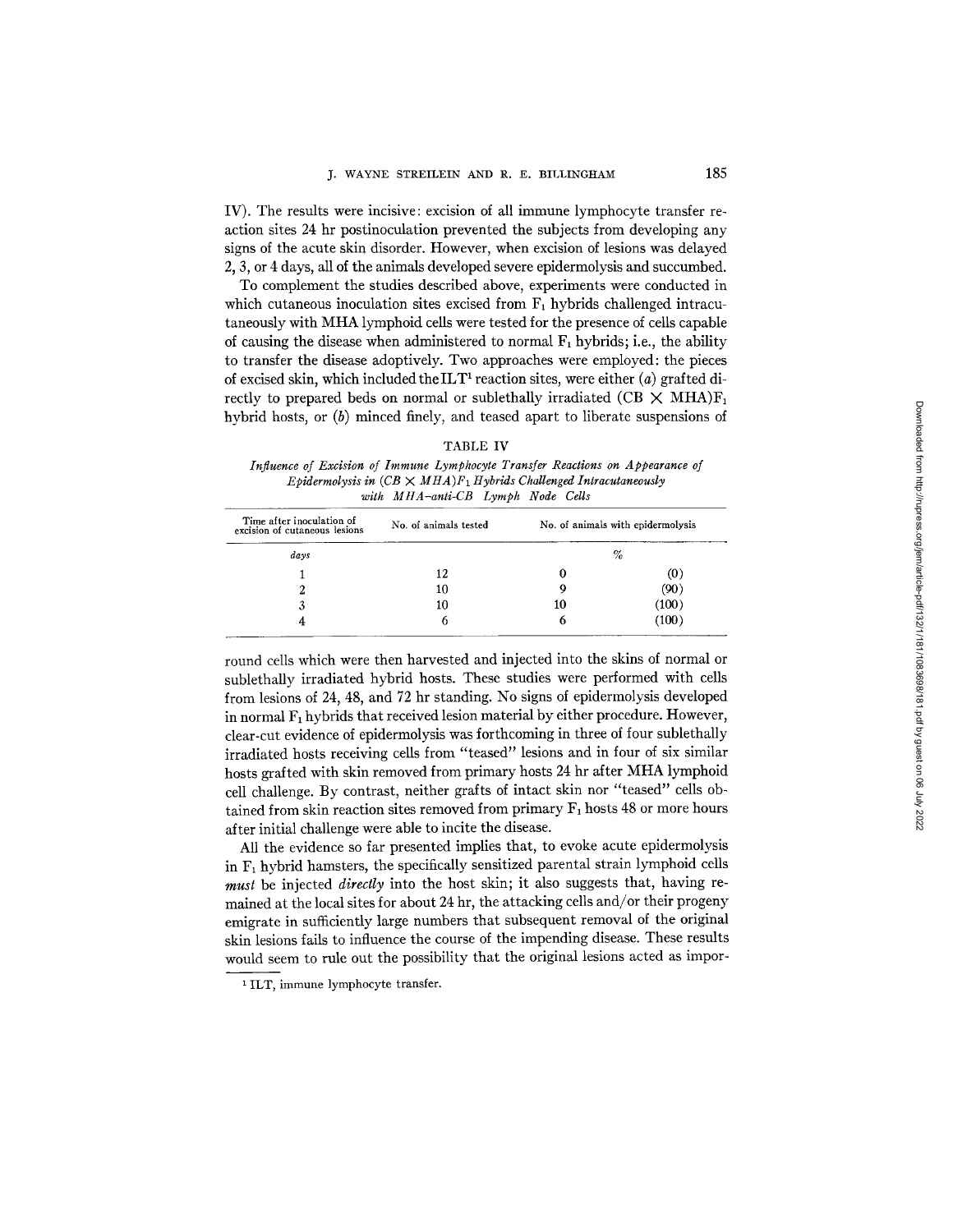IV). The results were incisive: excision of all immune lymphocyte transfer reaction sites 24 hr postinoculation prevented the subjects from developing any signs of the acute skin disorder. However, when excision of lesions was delayed 2, 3, or 4 days, all of the animals developed severe epidermolysis and succumbed.

To complement the studies described above, experiments were conducted in which cutaneous inoculation sites excised from $F_1$ hybrids challenged intracutaneously with MHA lymphoid cells were tested for the presence of cells capable of causing the disease when administered to normal $F_1$ hybrids; i.e., the ability to transfer the disease adoptively. Two approaches were employed: the pieces of excised skin, which included the ILT[1] reaction sites, were either (*a*) grafted directly to prepared beds on normal or sublethally irradiated (CB × MHA)$F_1$ hybrid hosts, or (*b*) minced finely, and teased apart to liberate suspensions of round cells which were then harvested and injected into the skins of normal or sublethally irradiated hybrid hosts. These studies were performed with cells from lesions of 24, 48, and 72 hr standing. No signs of epidermolysis developed in normal $F_1$ hybrids that received lesion material by either procedure. However, clear-cut evidence of epidermolysis was forthcoming in three of four sublethally irradiated hosts receiving cells from "teased" lesions and in four of six similar hosts grafted with skin removed from primary hosts 24 hr after MHA lymphoid cell challenge. By contrast, neither grafts of intact skin nor "teased" cells obtained from skin reaction sites removed from primary $F_1$ hosts 48 or more hours after initial challenge were able to incite the disease.

TABLE IV

*Influence of Excision of Immune Lymphocyte Transfer Reactions on Appearance of Epidermolysis in (CB × MHA)$F_1$ Hybrids Challenged Intracutaneously with MHA-anti-CB Lymph Node Cells*

| Time after inoculation of excision of cutaneous lesions | No. of animals tested | No. of animals with epidermolysis | |
|---|---|---|---|
| *days* | | | % |
| 1 | 12 | 0 | (0) |
| 2 | 10 | 9 | (90) |
| 3 | 10 | 10 | (100) |
| 4 | 6 | 6 | (100) |

All the evidence so far presented implies that, to evoke acute epidermolysis in $F_1$ hybrid hamsters, the specifically sensitized parental strain lymphoid cells *must* be injected *directly* into the host skin; it also suggests that, having remained at the local sites for about 24 hr, the attacking cells and/or their progeny emigrate in sufficiently large numbers that subsequent removal of the original skin lesions fails to influence the course of the impending disease. These results would seem to rule out the possibility that the original lesions acted as impor-

[1] ILT, immune lymphocyte transfer.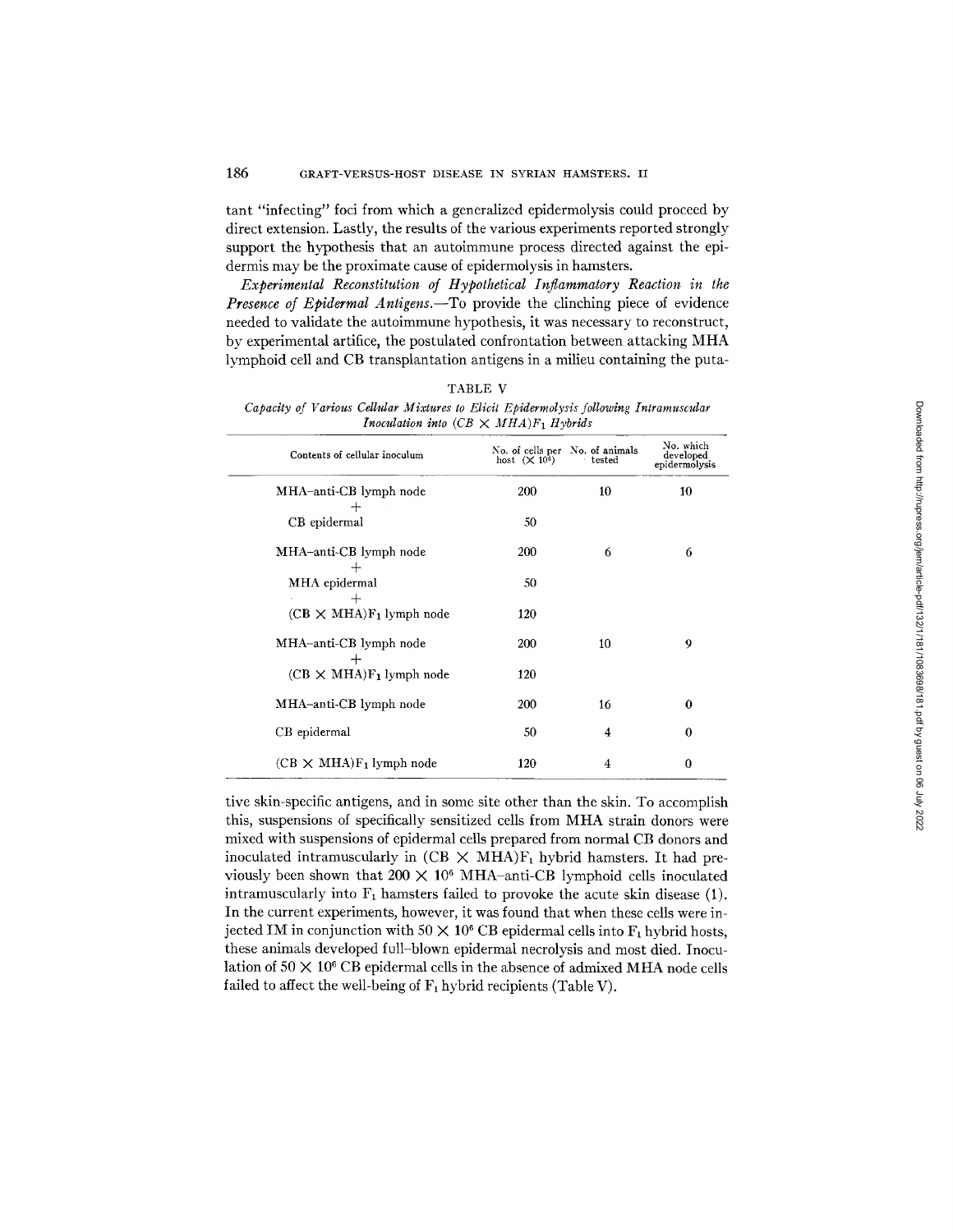tant "infecting" foci from which a generalized epidermolysis could proceed by direct extension. Lastly, the results of the various experiments reported strongly support the hypothesis that an autoimmune process directed against the epidermis may be the proximate cause of epidermolysis in hamsters.

*Experimental Reconstitution of Hypothetical Inflammatory Reaction in the Presence of Epidermal Antigens.*—To provide the clinching piece of evidence needed to validate the autoimmune hypothesis, it was necessary to reconstruct, by experimental artifice, the postulated confrontation between attacking MHA lymphoid cell and CB transplantation antigens in a milieu containing the putative skin-specific antigens, and in some site other than the skin. To accomplish this, suspensions of specifically sensitized cells from MHA strain donors were mixed with suspensions of epidermal cells prepared from normal CB donors and inoculated intramuscularly in $(CB \times MHA)F_1$ hybrid hamsters. It had previously been shown that $200 \times 10^6$ MHA–anti-CB lymphoid cells inoculated intramuscularly into $F_1$ hamsters failed to provoke the acute skin disease (1). In the current experiments, however, it was found that when these cells were injected IM in conjunction with $50 \times 10^6$ CB epidermal cells into $F_1$ hybrid hosts, these animals developed full-blown epidermal necrolysis and most died. Inoculation of $50 \times 10^6$ CB epidermal cells in the absence of admixed MHA node cells failed to affect the well-being of $F_1$ hybrid recipients (Table V).

TABLE V

*Capacity of Various Cellular Mixtures to Elicit Epidermolysis following Intramuscular Inoculation into $(CB \times MHA)F_1$ Hybrids*

| Contents of cellular inoculum | No. of cells per host ($\times 10^6$) | No. of animals tested | No. which developed epidermolysis |
|---|---|---|---|
| MHA–anti-CB lymph node | 200 | 10 | 10 |
| + | | | |
| CB epidermal | 50 | | |
| MHA–anti-CB lymph node | 200 | 6 | 6 |
| + | | | |
| MHA epidermal | 50 | | |
| + | | | |
| $(CB \times MHA)F_1$ lymph node | 120 | | |
| MHA–anti-CB lymph node | 200 | 10 | 9 |
| + | | | |
| $(CB \times MHA)F_1$ lymph node | 120 | | |
| MHA–anti-CB lymph node | 200 | 16 | 0 |
| CB epidermal | 50 | 4 | 0 |
| $(CB \times MHA)F_1$ lymph node | 120 | 4 | 0 |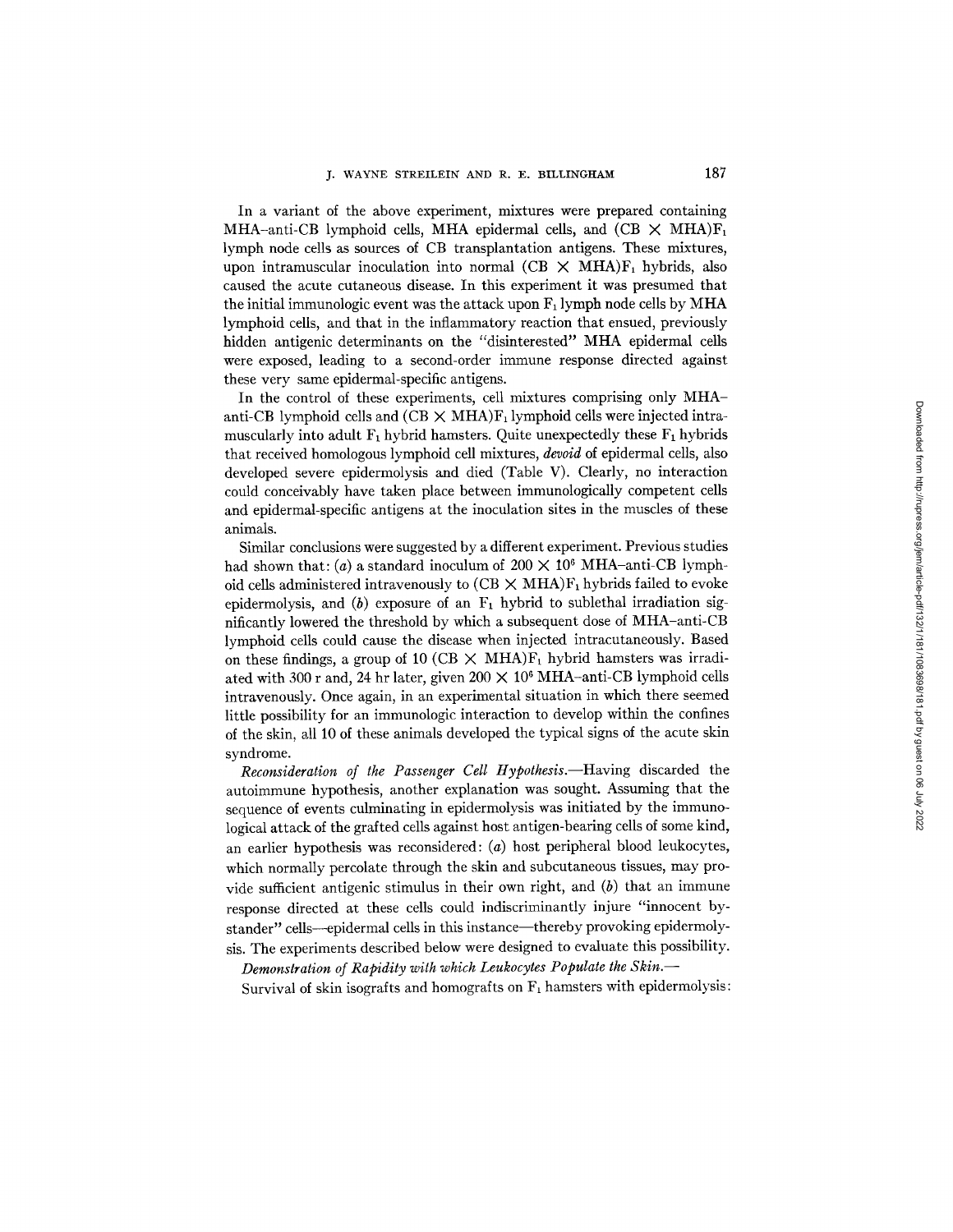In a variant of the above experiment, mixtures were prepared containing MHA–anti-CB lymphoid cells, MHA epidermal cells, and (CB × MHA)$F_1$ lymph node cells as sources of CB transplantation antigens. These mixtures, upon intramuscular inoculation into normal (CB × MHA)$F_1$ hybrids, also caused the acute cutaneous disease. In this experiment it was presumed that the initial immunologic event was the attack upon $F_1$ lymph node cells by MHA lymphoid cells, and that in the inflammatory reaction that ensued, previously hidden antigenic determinants on the "disinterested" MHA epidermal cells were exposed, leading to a second-order immune response directed against these very same epidermal-specific antigens.

In the control of these experiments, cell mixtures comprising only MHA–anti-CB lymphoid cells and (CB × MHA)$F_1$ lymphoid cells were injected intramuscularly into adult $F_1$ hybrid hamsters. Quite unexpectedly these $F_1$ hybrids that received homologous lymphoid cell mixtures, *devoid* of epidermal cells, also developed severe epidermolysis and died (Table V). Clearly, no interaction could conceivably have taken place between immunologically competent cells and epidermal-specific antigens at the inoculation sites in the muscles of these animals.

Similar conclusions were suggested by a different experiment. Previous studies had shown that: (*a*) a standard inoculum of $200 \times 10^6$ MHA–anti-CB lymphoid cells administered intravenously to (CB × MHA)$F_1$ hybrids failed to evoke epidermolysis, and (*b*) exposure of an $F_1$ hybrid to sublethal irradiation significantly lowered the threshold by which a subsequent dose of MHA–anti-CB lymphoid cells could cause the disease when injected intracutaneously. Based on these findings, a group of 10 (CB × MHA)$F_1$ hybrid hamsters was irradiated with 300 r and, 24 hr later, given $200 \times 10^6$ MHA–anti-CB lymphoid cells intravenously. Once again, in an experimental situation in which there seemed little possibility for an immunologic interaction to develop within the confines of the skin, all 10 of these animals developed the typical signs of the acute skin syndrome.

*Reconsideration of the Passenger Cell Hypothesis.*—Having discarded the autoimmune hypothesis, another explanation was sought. Assuming that the sequence of events culminating in epidermolysis was initiated by the immunological attack of the grafted cells against host antigen-bearing cells of some kind, an earlier hypothesis was reconsidered: (*a*) host peripheral blood leukocytes, which normally percolate through the skin and subcutaneous tissues, may provide sufficient antigenic stimulus in their own right, and (*b*) that an immune response directed at these cells could indiscriminantly injure "innocent bystander" cells—epidermal cells in this instance—thereby provoking epidermolysis. The experiments described below were designed to evaluate this possibility.

*Demonstration of Rapidity with which Leukocytes Populate the Skin.*—

Survival of skin isografts and homografts on $F_1$ hamsters with epidermolysis: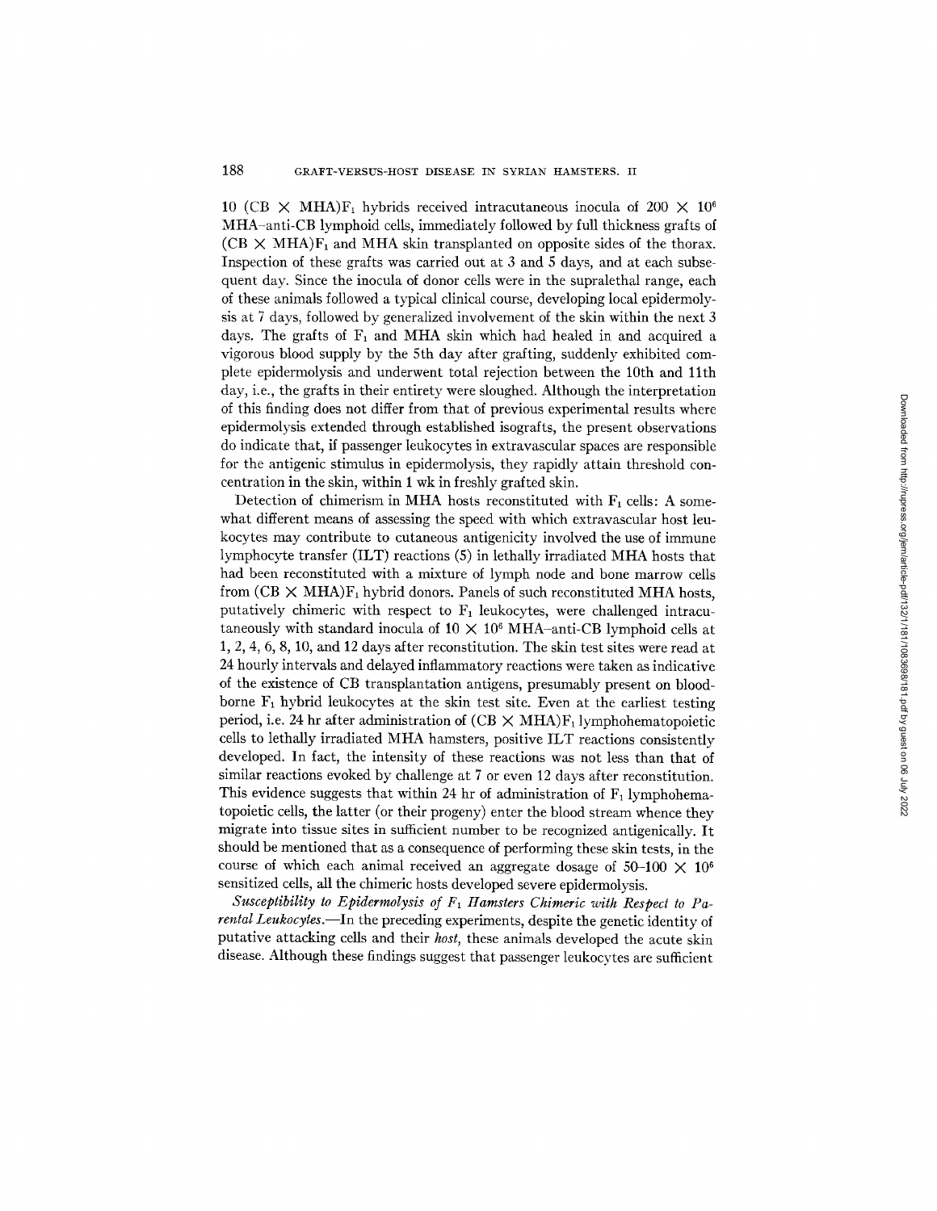10 (CB × MHA)$F_1$ hybrids received intracutaneous inocula of 200 × $10^6$ MHA–anti-CB lymphoid cells, immediately followed by full thickness grafts of (CB × MHA)$F_1$ and MHA skin transplanted on opposite sides of the thorax. Inspection of these grafts was carried out at 3 and 5 days, and at each subsequent day. Since the inocula of donor cells were in the supralethal range, each of these animals followed a typical clinical course, developing local epidermolysis at 7 days, followed by generalized involvement of the skin within the next 3 days. The grafts of $F_1$ and MHA skin which had healed in and acquired a vigorous blood supply by the 5th day after grafting, suddenly exhibited complete epidermolysis and underwent total rejection between the 10th and 11th day, i.e., the grafts in their entirety were sloughed. Although the interpretation of this finding does not differ from that of previous experimental results where epidermolysis extended through established isografts, the present observations do indicate that, if passenger leukocytes in extravascular spaces are responsible for the antigenic stimulus in epidermolysis, they rapidly attain threshold concentration in the skin, within 1 wk in freshly grafted skin.

Detection of chimerism in MHA hosts reconstituted with $F_1$ cells: A somewhat different means of assessing the speed with which extravascular host leukocytes may contribute to cutaneous antigenicity involved the use of immune lymphocyte transfer (ILT) reactions (5) in lethally irradiated MHA hosts that had been reconstituted with a mixture of lymph node and bone marrow cells from (CB × MHA)$F_1$ hybrid donors. Panels of such reconstituted MHA hosts, putatively chimeric with respect to $F_1$ leukocytes, were challenged intracutaneously with standard inocula of 10 × $10^6$ MHA–anti-CB lymphoid cells at 1, 2, 4, 6, 8, 10, and 12 days after reconstitution. The skin test sites were read at 24 hourly intervals and delayed inflammatory reactions were taken as indicative of the existence of CB transplantation antigens, presumably present on blood-borne $F_1$ hybrid leukocytes at the skin test site. Even at the earliest testing period, i.e. 24 hr after administration of (CB × MHA)$F_1$ lymphohematopoietic cells to lethally irradiated MHA hamsters, positive ILT reactions consistently developed. In fact, the intensity of these reactions was not less than that of similar reactions evoked by challenge at 7 or even 12 days after reconstitution. This evidence suggests that within 24 hr of administration of $F_1$ lymphohematopoietic cells, the latter (or their progeny) enter the blood stream whence they migrate into tissue sites in sufficient number to be recognized antigenically. It should be mentioned that as a consequence of performing these skin tests, in the course of which each animal received an aggregate dosage of 50–100 × $10^6$ sensitized cells, all the chimeric hosts developed severe epidermolysis.

*Susceptibility to Epidermolysis of $F_1$ Hamsters Chimeric with Respect to Parental Leukocytes.*—In the preceding experiments, despite the genetic identity of putative attacking cells and their *host,* these animals developed the acute skin disease. Although these findings suggest that passenger leukocytes are sufficient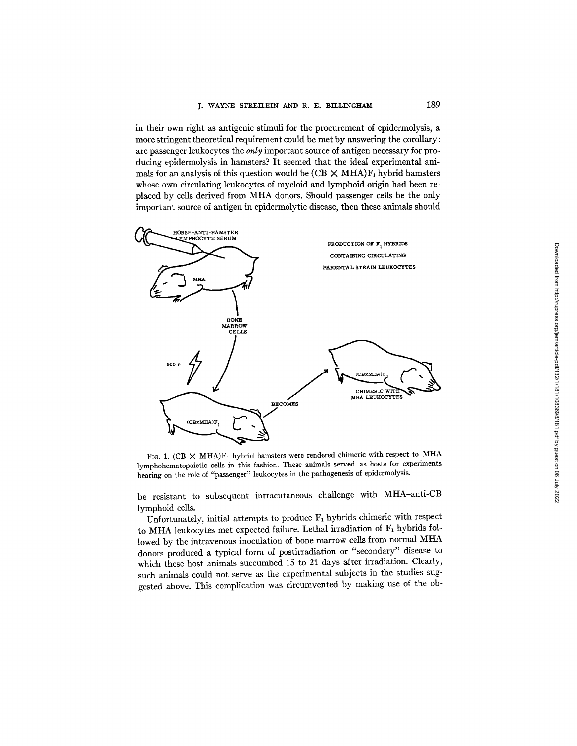in their own right as antigenic stimuli for the procurement of epidermolysis, a more stringent theoretical requirement could be met by answering the corollary: are passenger leukocytes the *only* important source of antigen necessary for producing epidermolysis in hamsters? It seemed that the ideal experimental animals for an analysis of this question would be (CB $\times$ MHA)$F_1$ hybrid hamsters whose own circulating leukocytes of myeloid and lymphoid origin had been replaced by cells derived from MHA donors. Should passenger cells be the only important source of antigen in epidermolytic disease, then these animals should

FIG. 1. (CB $\times$ MHA)$F_1$ hybrid hamsters were rendered chimeric with respect to MHA lymphohematopoietic cells in this fashion. These animals served as hosts for experiments bearing on the role of "passenger" leukocytes in the pathogenesis of epidermolysis.

be resistant to subsequent intracutaneous challenge with MHA–anti-CB lymphoid cells.

Unfortunately, initial attempts to produce $F_1$ hybrids chimeric with respect to MHA leukocytes met expected failure. Lethal irradiation of $F_1$ hybrids followed by the intravenous inoculation of bone marrow cells from normal MHA donors produced a typical form of postirradiation or "secondary" disease to which these host animals succumbed 15 to 21 days after irradiation. Clearly, such animals could not serve as the experimental subjects in the studies suggested above. This complication was circumvented by making use of the ob-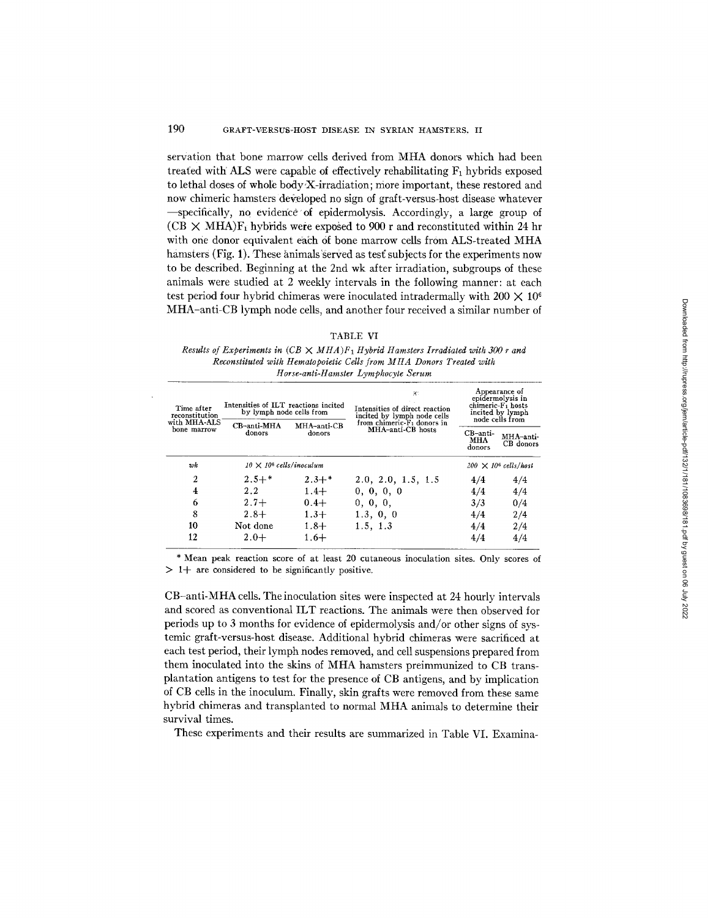servation that bone marrow cells derived from MHA donors which had been treated with ALS were capable of effectively rehabilitating $F_1$ hybrids exposed to lethal doses of whole body X-irradiation; more important, these restored and now chimeric hamsters developed no sign of graft-versus-host disease whatever—specifically, no evidence of epidermolysis. Accordingly, a large group of (CB × MHA)$F_1$ hybrids were exposed to 900 r and reconstituted within 24 hr with one donor equivalent each of bone marrow cells from ALS-treated MHA hamsters (Fig. 1). These animals served as test subjects for the experiments now to be described. Beginning at the 2nd wk after irradiation, subgroups of these animals were studied at 2 weekly intervals in the following manner: at each test period four hybrid chimeras were inoculated intradermally with $200 \times 10^6$ MHA–anti-CB lymph node cells, and another four received a similar number of CB–anti-MHA cells. The inoculation sites were inspected at 24 hourly intervals and scored as conventional ILT reactions. The animals were then observed for periods up to 3 months for evidence of epidermolysis and/or other signs of systemic graft-versus-host disease. Additional hybrid chimeras were sacrificed at each test period, their lymph nodes removed, and cell suspensions prepared from them inoculated into the skins of MHA hamsters preimmunized to CB transplantation antigens to test for the presence of CB antigens, and by implication of CB cells in the inoculum. Finally, skin grafts were removed from these same hybrid chimeras and transplanted to normal MHA animals to determine their survival times.

TABLE VI

*Results of Experiments in (CB × MHA)$F_1$ Hybrid Hamsters Irradiated with 300 r and Reconstituted with Hematopoietic Cells from MHA Donors Treated with Horse-anti-Hamster Lymphocyte Serum*

| Time after reconstitution with MHA-ALS bone marrow | Intensities of ILT reactions incited by lymph node cells from | | Intensities of direct reaction incited by lymph node cells from chimeric-$F_1$ donors in MHA–anti-CB hosts | Appearance of epidermolysis in chimeric-$F_1$ hosts incited by lymph node cells from | |
|---|---|---|---|---|---|
| | CB–anti-MHA donors | MHA–anti-CB donors | | CB–anti-MHA donors | MHA–anti-CB donors |
| *wk* | *$10 \times 10^6$ cells/inoculum* | | | *$200 \times 10^6$ cells/host* | |
| 2 | 2.5+* | 2.3+* | 2.0, 2.0, 1.5, 1.5 | 4/4 | 4/4 |
| 4 | 2.2 | 1.4+ | 0, 0, 0, 0 | 4/4 | 4/4 |
| 6 | 2.7+ | 0.4+ | 0, 0, 0, | 3/3 | 0/4 |
| 8 | 2.8+ | 1.3+ | 1.3, 0, 0 | 4/4 | 2/4 |
| 10 | Not done | 1.8+ | 1.5, 1.3 | 4/4 | 2/4 |
| 12 | 2.0+ | 1.6+ | | 4/4 | 4/4 |

\* Mean peak reaction score of at least 20 cutaneous inoculation sites. Only scores of > 1+ are considered to be significantly positive.

These experiments and their results are summarized in Table VI. Examina-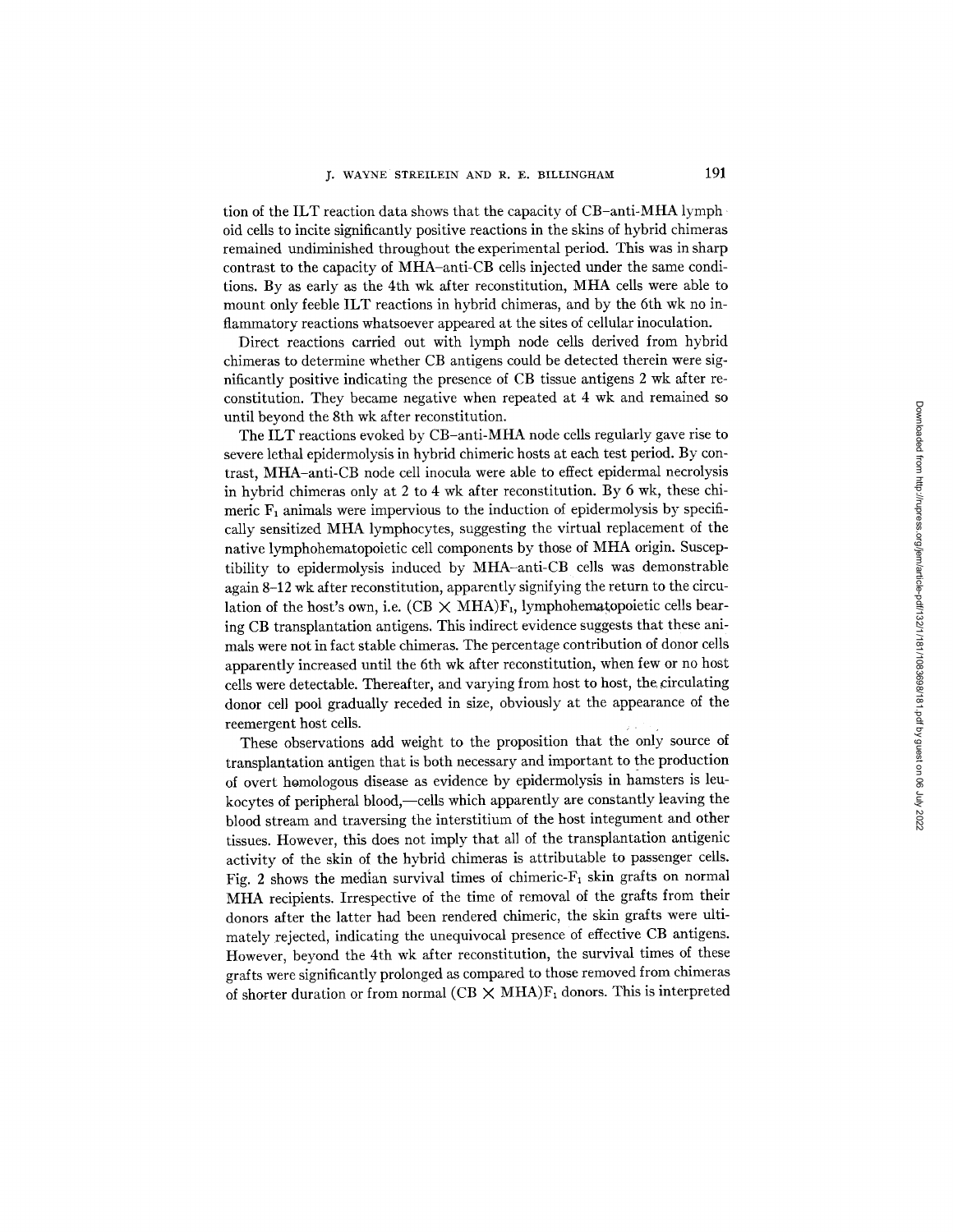tion of the ILT reaction data shows that the capacity of CB–anti-MHA lymphoid cells to incite significantly positive reactions in the skins of hybrid chimeras remained undiminished throughout the experimental period. This was in sharp contrast to the capacity of MHA–anti-CB cells injected under the same conditions. By as early as the 4th wk after reconstitution, MHA cells were able to mount only feeble ILT reactions in hybrid chimeras, and by the 6th wk no inflammatory reactions whatsoever appeared at the sites of cellular inoculation.

Direct reactions carried out with lymph node cells derived from hybrid chimeras to determine whether CB antigens could be detected therein were significantly positive indicating the presence of CB tissue antigens 2 wk after reconstitution. They became negative when repeated at 4 wk and remained so until beyond the 8th wk after reconstitution.

The ILT reactions evoked by CB–anti-MHA node cells regularly gave rise to severe lethal epidermolysis in hybrid chimeric hosts at each test period. By contrast, MHA–anti-CB node cell inocula were able to effect epidermal necrolysis in hybrid chimeras only at 2 to 4 wk after reconstitution. By 6 wk, these chimeric $F_1$ animals were impervious to the induction of epidermolysis by specifically sensitized MHA lymphocytes, suggesting the virtual replacement of the native lymphohematopoietic cell components by those of MHA origin. Susceptibility to epidermolysis induced by MHA–anti-CB cells was demonstrable again 8–12 wk after reconstitution, apparently signifying the return to the circulation of the host's own, i.e. $(CB \times MHA)F_1$, lymphohematopoietic cells bearing CB transplantation antigens. This indirect evidence suggests that these animals were not in fact stable chimeras. The percentage contribution of donor cells apparently increased until the 6th wk after reconstitution, when few or no host cells were detectable. Thereafter, and varying from host to host, the circulating donor cell pool gradually receded in size, obviously at the appearance of the reemergent host cells.

These observations add weight to the proposition that the only source of transplantation antigen that is both necessary and important to the production of overt homologous disease as evidence by epidermolysis in hamsters is leukocytes of peripheral blood,—cells which apparently are constantly leaving the blood stream and traversing the interstitium of the host integument and other tissues. However, this does not imply that all of the transplantation antigenic activity of the skin of the hybrid chimeras is attributable to passenger cells. Fig. 2 shows the median survival times of chimeric-$F_1$ skin grafts on normal MHA recipients. Irrespective of the time of removal of the grafts from their donors after the latter had been rendered chimeric, the skin grafts were ultimately rejected, indicating the unequivocal presence of effective CB antigens. However, beyond the 4th wk after reconstitution, the survival times of these grafts were significantly prolonged as compared to those removed from chimeras of shorter duration or from normal $(CB \times MHA)F_1$ donors. This is interpreted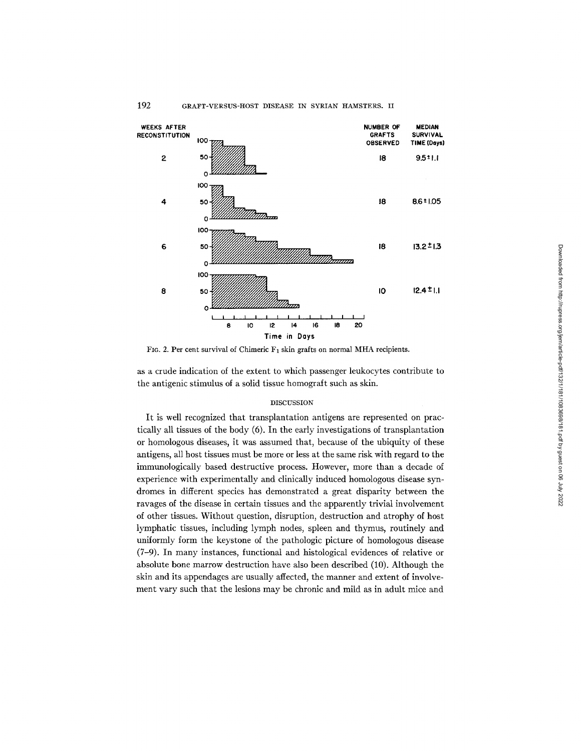| WEEKS AFTER RECONSTITUTION | NUMBER OF GRAFTS OBSERVED | MEDIAN SURVIVAL TIME (Days) |
|---|---|---|
| 2 | 18 | $9.5 \pm 1.1$ |
| 4 | 18 | $8.6 \pm 1.05$ |
| 6 | 18 | $13.2 \pm 1.3$ |
| 8 | 10 | $12.4 \pm 1.1$ |

FIG. 2. Per cent survival of Chimeric $F_1$ skin grafts on normal MHA recipients.

as a crude indication of the extent to which passenger leukocytes contribute to the antigenic stimulus of a solid tissue homograft such as skin.

## DISCUSSION

It is well recognized that transplantation antigens are represented on practically all tissues of the body (6). In the early investigations of transplantation or homologous diseases, it was assumed that, because of the ubiquity of these antigens, all host tissues must be more or less at the same risk with regard to the immunologically based destructive process. However, more than a decade of experience with experimentally and clinically induced homologous disease syndromes in different species has demonstrated a great disparity between the ravages of the disease in certain tissues and the apparently trivial involvement of other tissues. Without question, disruption, destruction and atrophy of host lymphatic tissues, including lymph nodes, spleen and thymus, routinely and uniformly form the keystone of the pathologic picture of homologous disease (7–9). In many instances, functional and histological evidences of relative or absolute bone marrow destruction have also been described (10). Although the skin and its appendages are usually affected, the manner and extent of involvement vary such that the lesions may be chronic and mild as in adult mice and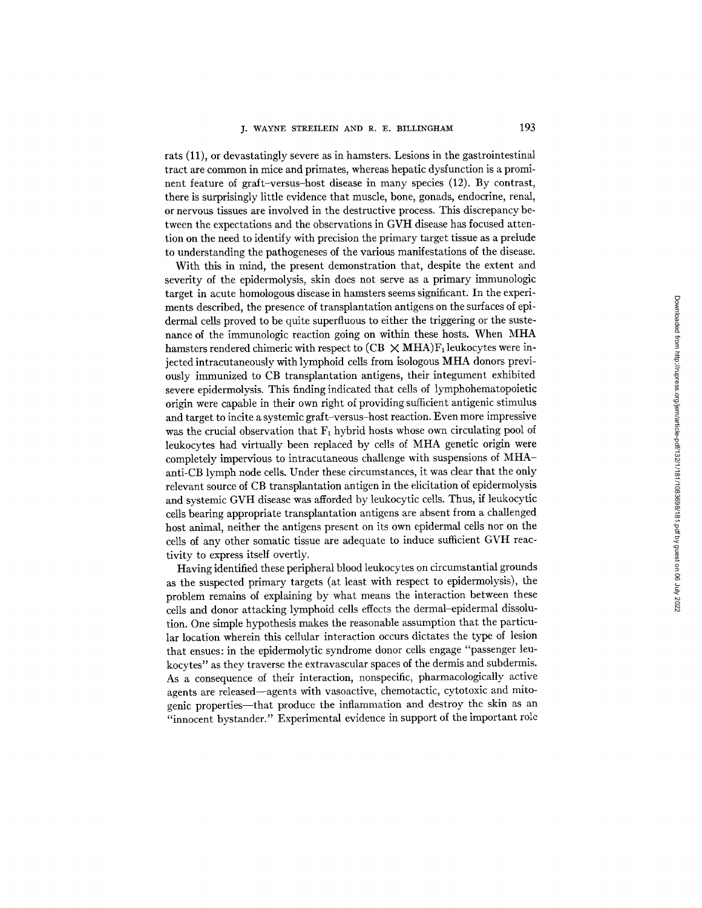rats (11), or devastatingly severe as in hamsters. Lesions in the gastrointestinal tract are common in mice and primates, whereas hepatic dysfunction is a prominent feature of graft-versus-host disease in many species (12). By contrast, there is surprisingly little evidence that muscle, bone, gonads, endocrine, renal, or nervous tissues are involved in the destructive process. This discrepancy between the expectations and the observations in GVH disease has focused attention on the need to identify with precision the primary target tissue as a prelude to understanding the pathogeneses of the various manifestations of the disease.

With this in mind, the present demonstration that, despite the extent and severity of the epidermolysis, skin does not serve as a primary immunologic target in acute homologous disease in hamsters seems significant. In the experiments described, the presence of transplantation antigens on the surfaces of epidermal cells proved to be quite superfluous to either the triggering or the sustenance of the immunologic reaction going on within these hosts. When MHA hamsters rendered chimeric with respect to (CB $\times$ MHA)$F_1$ leukocytes were injected intracutaneously with lymphoid cells from isologous MHA donors previously immunized to CB transplantation antigens, their integument exhibited severe epidermolysis. This finding indicated that cells of lymphohematopoietic origin were capable in their own right of providing sufficient antigenic stimulus and target to incite a systemic graft-versus-host reaction. Even more impressive was the crucial observation that $F_1$ hybrid hosts whose own circulating pool of leukocytes had virtually been replaced by cells of MHA genetic origin were completely impervious to intracutaneous challenge with suspensions of MHA–anti-CB lymph node cells. Under these circumstances, it was clear that the only relevant source of CB transplantation antigen in the elicitation of epidermolysis and systemic GVH disease was afforded by leukocytic cells. Thus, if leukocytic cells bearing appropriate transplantation antigens are absent from a challenged host animal, neither the antigens present on its own epidermal cells nor on the cells of any other somatic tissue are adequate to induce sufficient GVH reactivity to express itself overtly.

Having identified these peripheral blood leukocytes on circumstantial grounds as the suspected primary targets (at least with respect to epidermolysis), the problem remains of explaining by what means the interaction between these cells and donor attacking lymphoid cells effects the dermal–epidermal dissolution. One simple hypothesis makes the reasonable assumption that the particular location wherein this cellular interaction occurs dictates the type of lesion that ensues: in the epidermolytic syndrome donor cells engage "passenger leukocytes" as they traverse the extravascular spaces of the dermis and subdermis. As a consequence of their interaction, nonspecific, pharmacologically active agents are released—agents with vasoactive, chemotactic, cytotoxic and mitogenic properties—that produce the inflammation and destroy the skin as an "innocent bystander." Experimental evidence in support of the important role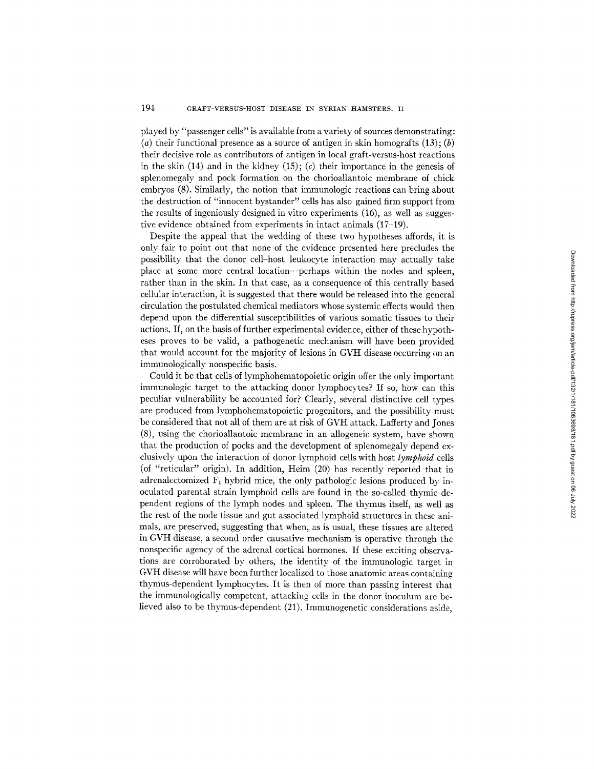played by "passenger cells" is available from a variety of sources demonstrating: (*a*) their functional presence as a source of antigen in skin homografts (13); (*b*) their decisive role as contributors of antigen in local graft-versus-host reactions in the skin (14) and in the kidney (15); (*c*) their importance in the genesis of splenomegaly and pock formation on the chorioallantoic membrane of chick embryos (8). Similarly, the notion that immunologic reactions can bring about the destruction of "innocent bystander" cells has also gained firm support from the results of ingeniously designed in vitro experiments (16), as well as suggestive evidence obtained from experiments in intact animals (17–19).

Despite the appeal that the wedding of these two hypotheses affords, it is only fair to point out that none of the evidence presented here precludes the possibility that the donor cell–host leukocyte interaction may actually take place at some more central location—perhaps within the nodes and spleen, rather than in the skin. In that case, as a consequence of this centrally based cellular interaction, it is suggested that there would be released into the general circulation the postulated chemical mediators whose systemic effects would then depend upon the differential susceptibilities of various somatic tissues to their actions. If, on the basis of further experimental evidence, either of these hypotheses proves to be valid, a pathogenetic mechanism will have been provided that would account for the majority of lesions in GVH disease occurring on an immunologically nonspecific basis.

Could it be that cells of lymphohematopoietic origin offer the only important immunologic target to the attacking donor lymphocytes? If so, how can this peculiar vulnerability be accounted for? Clearly, several distinctive cell types are produced from lymphohematopoietic progenitors, and the possibility must be considered that not all of them are at risk of GVH attack. Lafferty and Jones (8), using the chorioallantoic membrane in an allogeneic system, have shown that the production of pocks and the development of splenomegaly depend exclusively upon the interaction of donor lymphoid cells with host *lymphoid* cells (of "reticular" origin). In addition, Heim (20) has recently reported that in adrenalectomized $F_1$ hybrid mice, the only pathologic lesions produced by inoculated parental strain lymphoid cells are found in the so-called thymic dependent regions of the lymph nodes and spleen. The thymus itself, as well as the rest of the node tissue and gut-associated lymphoid structures in these animals, are preserved, suggesting that when, as is usual, these tissues are altered in GVH disease, a second order causative mechanism is operative through the nonspecific agency of the adrenal cortical hormones. If these exciting observations are corroborated by others, the identity of the immunologic target in GVH disease will have been further localized to those anatomic areas containing thymus-dependent lymphocytes. It is then of more than passing interest that the immunologically competent, attacking cells in the donor inoculum are believed also to be thymus-dependent (21). Immunogenetic considerations aside,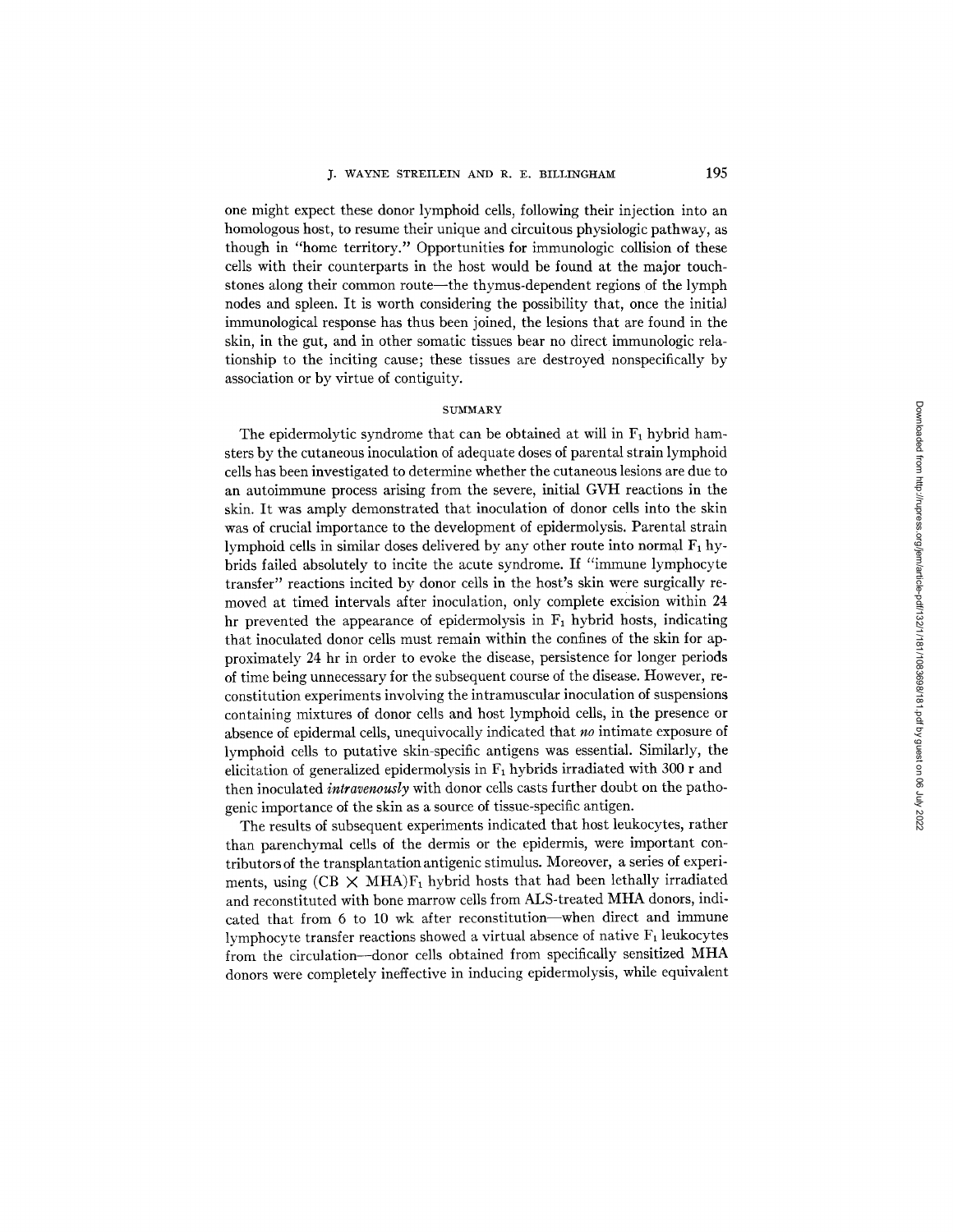one might expect these donor lymphoid cells, following their injection into an homologous host, to resume their unique and circuitous physiologic pathway, as though in "home territory." Opportunities for immunologic collision of these cells with their counterparts in the host would be found at the major touchstones along their common route—the thymus-dependent regions of the lymph nodes and spleen. It is worth considering the possibility that, once the initial immunological response has thus been joined, the lesions that are found in the skin, in the gut, and in other somatic tissues bear no direct immunologic relationship to the inciting cause; these tissues are destroyed nonspecifically by association or by virtue of contiguity.

## SUMMARY

The epidermolytic syndrome that can be obtained at will in $F_1$ hybrid hamsters by the cutaneous inoculation of adequate doses of parental strain lymphoid cells has been investigated to determine whether the cutaneous lesions are due to an autoimmune process arising from the severe, initial GVH reactions in the skin. It was amply demonstrated that inoculation of donor cells into the skin was of crucial importance to the development of epidermolysis. Parental strain lymphoid cells in similar doses delivered by any other route into normal $F_1$ hybrids failed absolutely to incite the acute syndrome. If "immune lymphocyte transfer" reactions incited by donor cells in the host's skin were surgically removed at timed intervals after inoculation, only complete excision within 24 hr prevented the appearance of epidermolysis in $F_1$ hybrid hosts, indicating that inoculated donor cells must remain within the confines of the skin for approximately 24 hr in order to evoke the disease, persistence for longer periods of time being unnecessary for the subsequent course of the disease. However, reconstitution experiments involving the intramuscular inoculation of suspensions containing mixtures of donor cells and host lymphoid cells, in the presence or absence of epidermal cells, unequivocally indicated that *no* intimate exposure of lymphoid cells to putative skin-specific antigens was essential. Similarly, the elicitation of generalized epidermolysis in $F_1$ hybrids irradiated with 300 r and then inoculated *intravenously* with donor cells casts further doubt on the pathogenic importance of the skin as a source of tissue-specific antigen.

The results of subsequent experiments indicated that host leukocytes, rather than parenchymal cells of the dermis or the epidermis, were important contributors of the transplantation antigenic stimulus. Moreover, a series of experiments, using (CB × MHA)$F_1$ hybrid hosts that had been lethally irradiated and reconstituted with bone marrow cells from ALS-treated MHA donors, indicated that from 6 to 10 wk after reconstitution—when direct and immune lymphocyte transfer reactions showed a virtual absence of native $F_1$ leukocytes from the circulation—donor cells obtained from specifically sensitized MHA donors were completely ineffective in inducing epidermolysis, while equivalent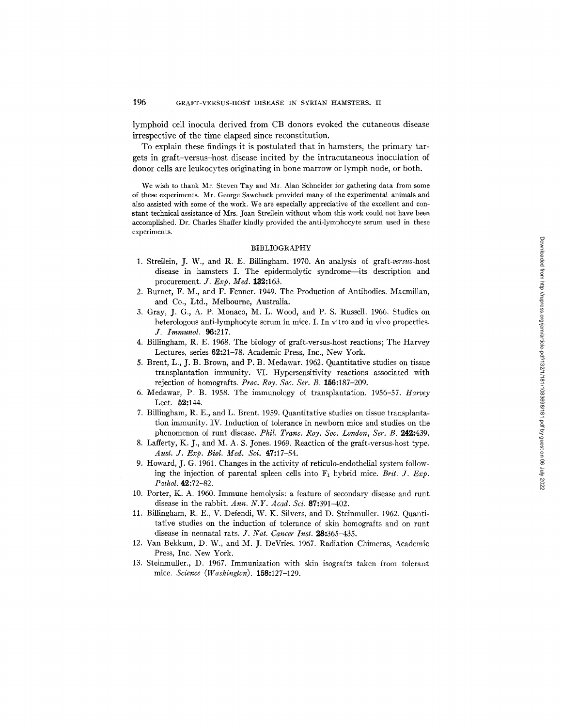lymphoid cell inocula derived from CB donors evoked the cutaneous disease irrespective of the time elapsed since reconstitution.

To explain these findings it is postulated that in hamsters, the primary targets in graft-versus-host disease incited by the intracutaneous inoculation of donor cells are leukocytes originating in bone marrow or lymph node, or both.

We wish to thank Mr. Steven Tay and Mr. Alan Schneider for gathering data from some of these experiments. Mr. George Sawchuck provided many of the experimental animals and also assisted with some of the work. We are especially appreciative of the excellent and constant technical assistance of Mrs. Joan Streilein without whom this work could not have been accomplished. Dr. Charles Shaffer kindly provided the anti-lymphocyte serum used in these experiments.

## BIBLIOGRAPHY

1. Streilein, J. W., and R. E. Billingham. 1970. An analysis of graft-*versus*-host disease in hamsters I. The epidermolytic syndrome—its description and procurement. *J. Exp. Med.* **132**:163.
2. Burnet, F. M., and F. Fenner. 1949. The Production of Antibodies. Macmillan, and Co., Ltd., Melbourne, Australia.
3. Gray, J. G., A. P. Monaco, M. L. Wood, and P. S. Russell. 1966. Studies on heterologous anti-lymphocyte serum in mice. I. In vitro and in vivo properties. *J. Immunol.* **96**:217.
4. Billingham, R. E. 1968. The biology of graft-versus-host reactions; The Harvey Lectures, series **62**:21–78. Academic Press, Inc., New York.
5. Brent, L., J. B. Brown, and P. B. Medawar. 1962. Quantitative studies on tissue transplantation immunity. VI. Hypersensitivity reactions associated with rejection of homografts. *Proc. Roy. Soc. Ser. B.* **156**:187–209.
6. Medawar, P. B. 1958. The immunology of transplantation. 1956–57. *Harvey* Lect. **52**:144.
7. Billingham, R. E., and L. Brent. 1959. Quantitative studies on tissue transplantation immunity. IV. Induction of tolerance in newborn mice and studies on the phenomenon of runt disease. *Phil. Trans. Roy. Soc. London, Ser. B.* **242**:439.
8. Lafferty, K. J., and M. A. S. Jones. 1969. Reaction of the graft-versus-host type. *Aust. J. Exp. Biol. Med. Sci.* **47**:17–54.
9. Howard, J. G. 1961. Changes in the activity of reticulo-endothelial system following the injection of parental spleen cells into $F_1$ hybrid mice. *Brit. J. Exp. Pathol.* **42**:72–82.
10. Porter, K. A. 1960. Immune hemolysis: a feature of secondary disease and runt disease in the rabbit. *Ann. N.Y. Acad. Sci.* **87**:391–402.
11. Billingham, R. E., V. Defendi, W. K. Silvers, and D. Steinmuller. 1962. Quantitative studies on the induction of tolerance of skin homografts and on runt disease in neonatal rats. *J. Nat. Cancer Inst.* **28**:365–435.
12. Van Bekkum, D. W., and M. J. DeVries. 1967. Radiation Chimeras, Academic Press, Inc. New York.
13. Steinmuller., D. 1967. Immunization with skin isografts taken from tolerant mice. *Science (Washington).* **158**:127–129.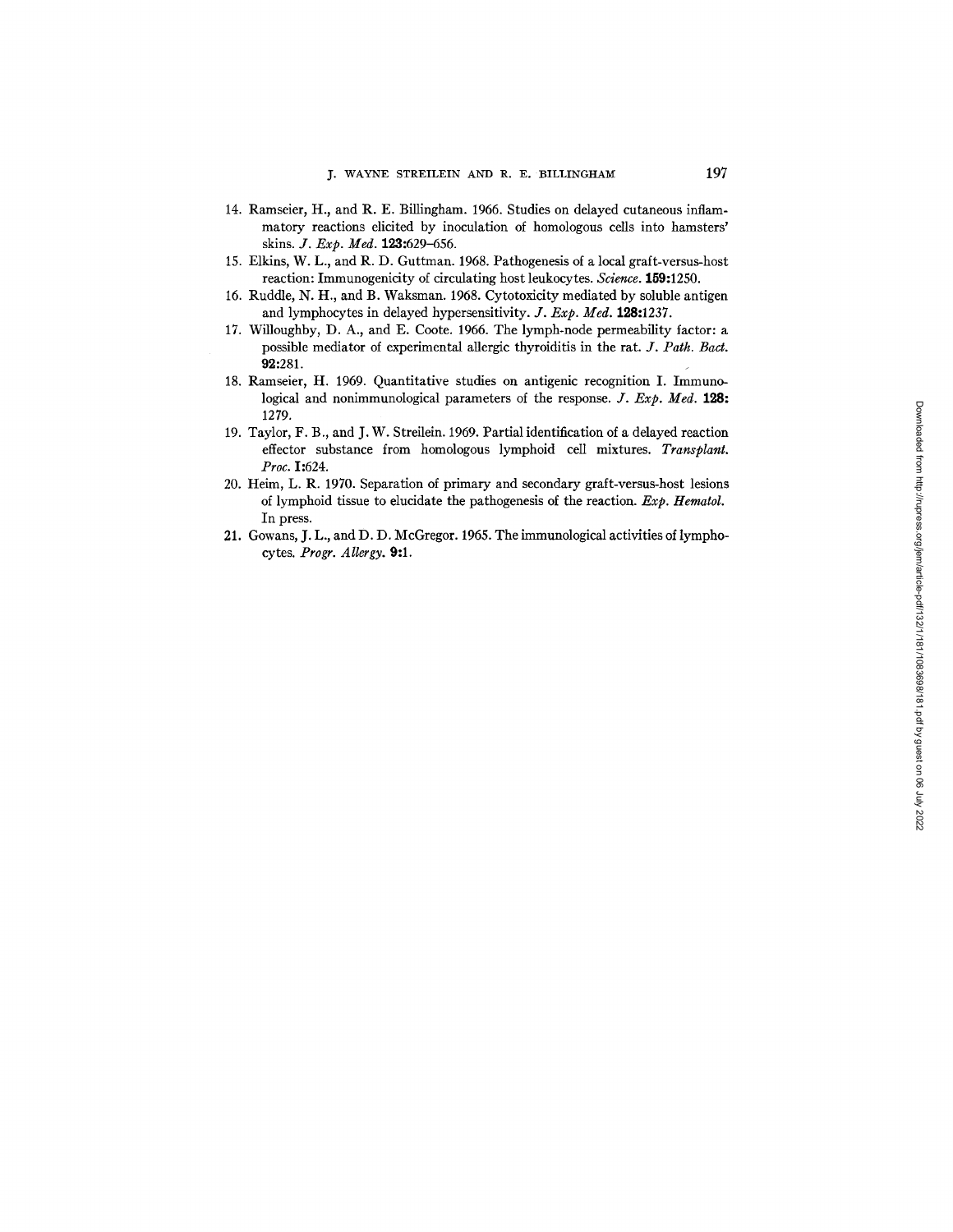14. Ramseier, H., and R. E. Billingham. 1966. Studies on delayed cutaneous inflammatory reactions elicited by inoculation of homologous cells into hamsters' skins. *J. Exp. Med.* **123:**629–656.
15. Elkins, W. L., and R. D. Guttman. 1968. Pathogenesis of a local graft-versus-host reaction: Immunogenicity of circulating host leukocytes. *Science.* **159:**1250.
16. Ruddle, N. H., and B. Waksman. 1968. Cytotoxicity mediated by soluble antigen and lymphocytes in delayed hypersensitivity. *J. Exp. Med.* **128:**1237.
17. Willoughby, D. A., and E. Coote. 1966. The lymph-node permeability factor: a possible mediator of experimental allergic thyroiditis in the rat. *J. Path. Bact.* **92:**281.
18. Ramseier, H. 1969. Quantitative studies on antigenic recognition I. Immunological and nonimmunological parameters of the response. *J. Exp. Med.* **128:** 1279.
19. Taylor, F. B., and J. W. Streilein. 1969. Partial identification of a delayed reaction effector substance from homologous lymphoid cell mixtures. *Transplant. Proc.* **I:**624.
20. Heim, L. R. 1970. Separation of primary and secondary graft-versus-host lesions of lymphoid tissue to elucidate the pathogenesis of the reaction. *Exp. Hematol.* In press.
21. Gowans, J. L., and D. D. McGregor. 1965. The immunological activities of lymphocytes. *Progr. Allergy.* **9:**1.